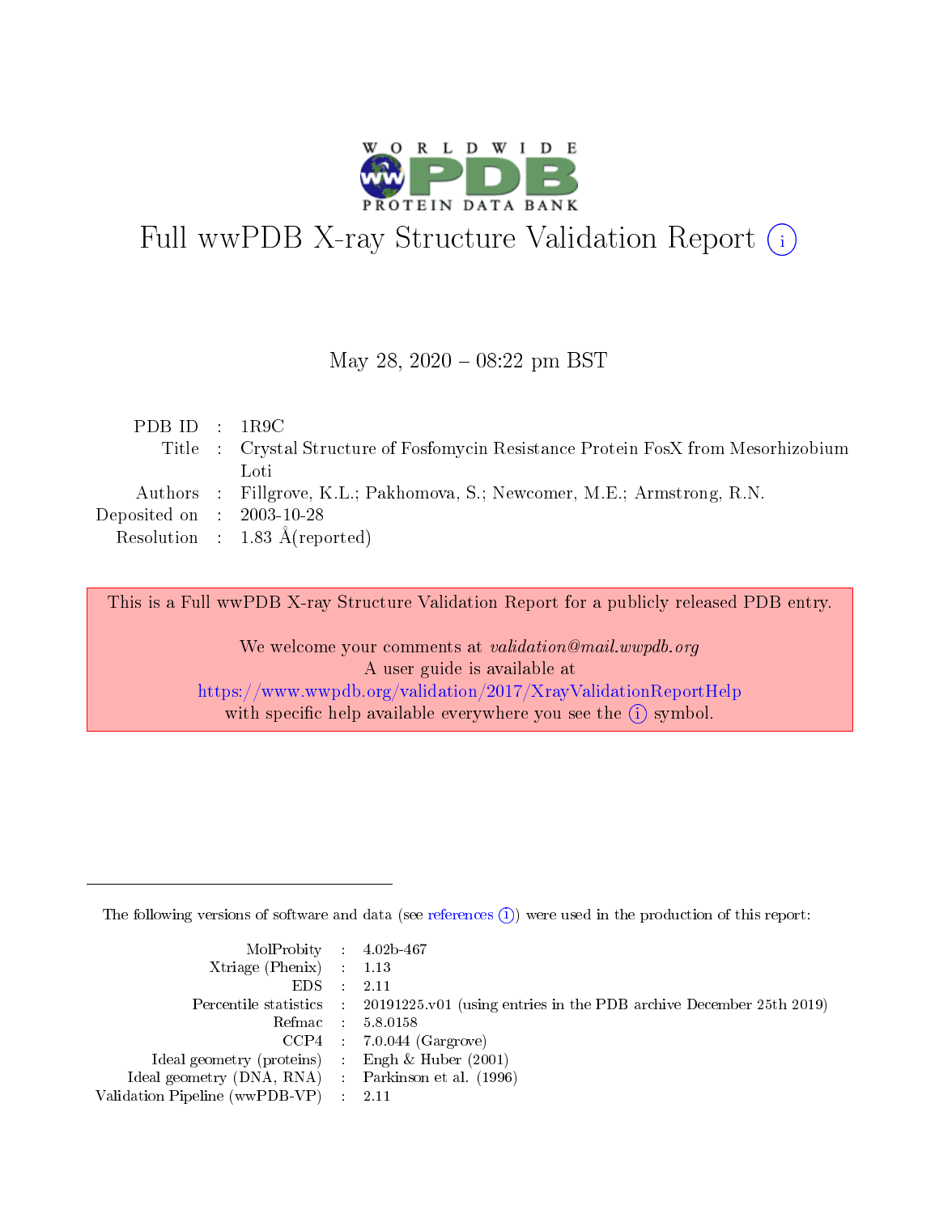# Full wwPDB X-ray Structure Validation Report (i)

May 28, 2020 – 08:22 pm BST

| | | |
|---|---|---|
| PDB ID | : | 1R9C |
| Title | : | Crystal Structure of Fosfomycin Resistance Protein FosX from Mesorhizobium Loti |
| Authors | : | Fillgrove, K.L.; Pakhomova, S.; Newcomer, M.E.; Armstrong, R.N. |
| Deposited on | : | 2003-10-28 |
| Resolution | : | 1.83 Å(reported) |

This is a Full wwPDB X-ray Structure Validation Report for a publicly released PDB entry.

We welcome your comments at *validation@mail.wwpdb.org*
A user guide is available at
https://www.wwpdb.org/validation/2017/XrayValidationReportHelp
with specific help available everywhere you see the (i) symbol.

---

The following versions of software and data (see references (i)) were used in the production of this report:

| | | |
|---|---|---|
| MolProbity | : | 4.02b-467 |
| Xtriage (Phenix) | : | 1.13 |
| EDS | : | 2.11 |
| Percentile statistics | : | 20191225.v01 (using entries in the PDB archive December 25th 2019) |
| Refmac | : | 5.8.0158 |
| CCP4 | : | 7.0.044 (Gargrove) |
| Ideal geometry (proteins) | : | Engh & Huber (2001) |
| Ideal geometry (DNA, RNA) | : | Parkinson et al. (1996) |
| Validation Pipeline (wwPDB-VP) | : | 2.11 |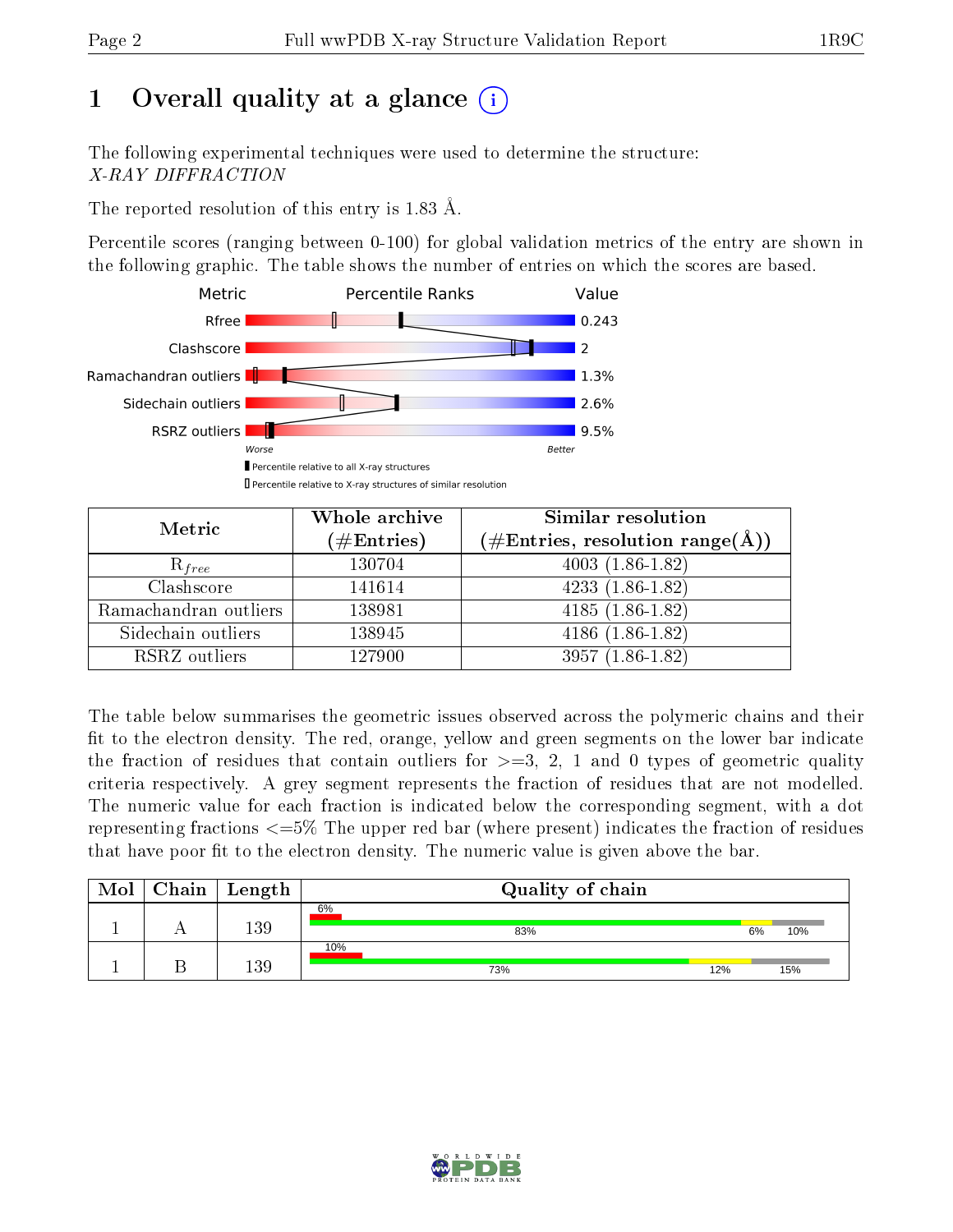# 1 Overall quality at a glance

The following experimental techniques were used to determine the structure: *X-RAY DIFFRACTION*

The reported resolution of this entry is 1.83 Å.

Percentile scores (ranging between 0-100) for global validation metrics of the entry are shown in the following graphic. The table shows the number of entries on which the scores are based.

| Metric | Value |
|---|---|
| Rfree | 0.243 |
| Clashscore | 2 |
| Ramachandran outliers | 1.3% |
| Sidechain outliers | 2.6% |
| RSRZ outliers | 9.5% |

Worse — Better

▮ Percentile relative to all X-ray structures
▯ Percentile relative to X-ray structures of similar resolution

| Metric | Whole archive (#Entries) | Similar resolution (#Entries, resolution range(Å)) |
|---|---|---|
| $R_{free}$ | 130704 | 4003 (1.86-1.82) |
| Clashscore | 141614 | 4233 (1.86-1.82) |
| Ramachandran outliers | 138981 | 4185 (1.86-1.82) |
| Sidechain outliers | 138945 | 4186 (1.86-1.82) |
| RSRZ outliers | 127900 | 3957 (1.86-1.82) |

The table below summarises the geometric issues observed across the polymeric chains and their fit to the electron density. The red, orange, yellow and green segments on the lower bar indicate the fraction of residues that contain outliers for >=3, 2, 1 and 0 types of geometric quality criteria respectively. A grey segment represents the fraction of residues that are not modelled. The numeric value for each fraction is indicated below the corresponding segment, with a dot representing fractions <=5% The upper red bar (where present) indicates the fraction of residues that have poor fit to the electron density. The numeric value is given above the bar.

| Mol | Chain | Length | Quality of chain |
|---|---|---|---|
| 1 | A | 139 | 6% (poor fit); 83%, 6%, 10% |
| 1 | B | 139 | 10% (poor fit); 73%, 12%, 15% |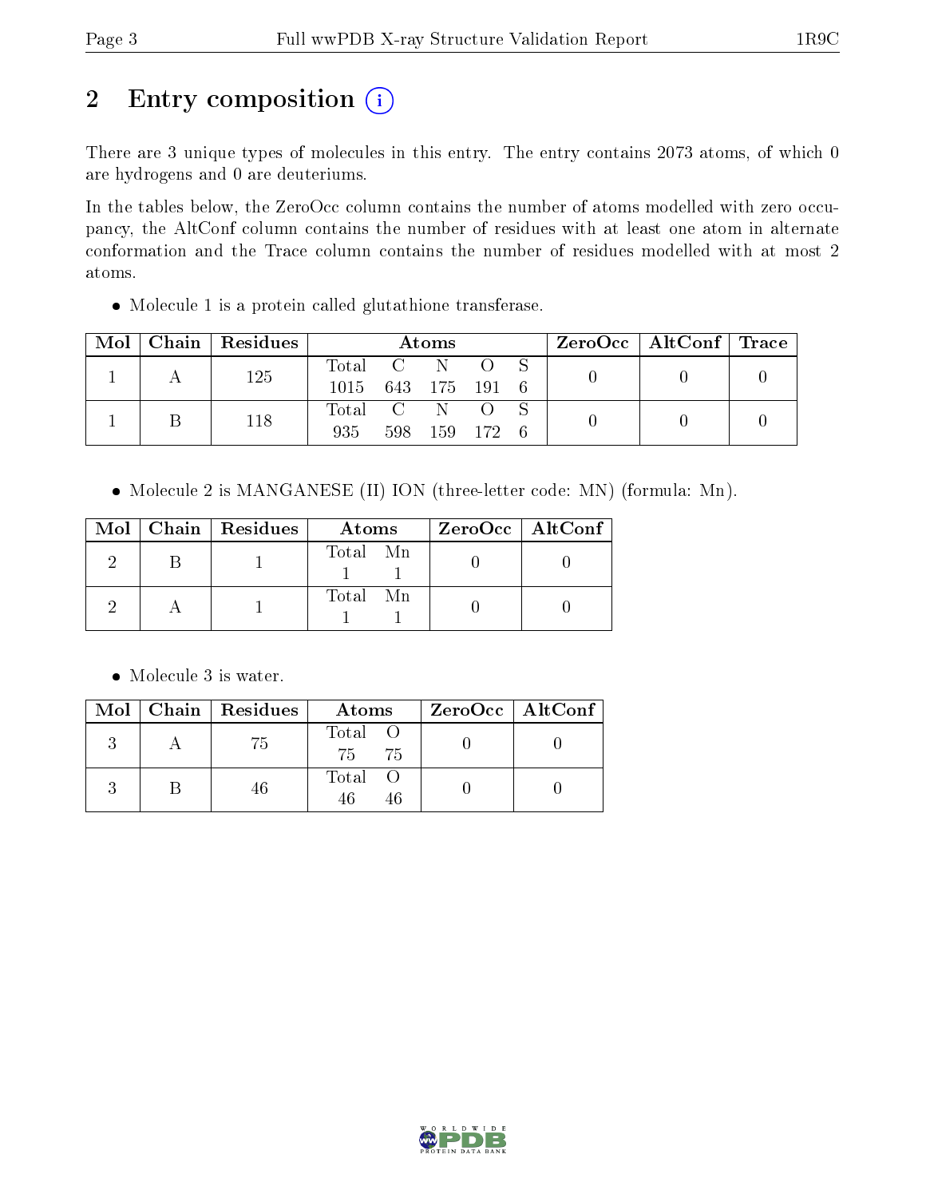# 2 Entry composition (i)

There are 3 unique types of molecules in this entry. The entry contains 2073 atoms, of which 0 are hydrogens and 0 are deuteriums.

In the tables below, the ZeroOcc column contains the number of atoms modelled with zero occupancy, the AltConf column contains the number of residues with at least one atom in alternate conformation and the Trace column contains the number of residues modelled with at most 2 atoms.

- Molecule 1 is a protein called glutathione transferase.

| Mol | Chain | Residues | Atoms | | | | | ZeroOcc | AltConf | Trace |
|---|---|---|---|---|---|---|---|---|---|---|
| 1 | A | 125 | Total | C | N | O | S | 0 | 0 | 0 |
| | | | 1015 | 643 | 175 | 191 | 6 | | | |
| 1 | B | 118 | Total | C | N | O | S | 0 | 0 | 0 |
| | | | 935 | 598 | 159 | 172 | 6 | | | |

- Molecule 2 is MANGANESE (II) ION (three-letter code: MN) (formula: Mn).

| Mol | Chain | Residues | Atoms | | ZeroOcc | AltConf |
|---|---|---|---|---|---|---|
| 2 | B | 1 | Total | Mn | 0 | 0 |
| | | | 1 | 1 | | |
| 2 | A | 1 | Total | Mn | 0 | 0 |
| | | | 1 | 1 | | |

- Molecule 3 is water.

| Mol | Chain | Residues | Atoms | | ZeroOcc | AltConf |
|---|---|---|---|---|---|---|
| 3 | A | 75 | Total | O | 0 | 0 |
| | | | 75 | 75 | | |
| 3 | B | 46 | Total | O | 0 | 0 |
| | | | 46 | 46 | | |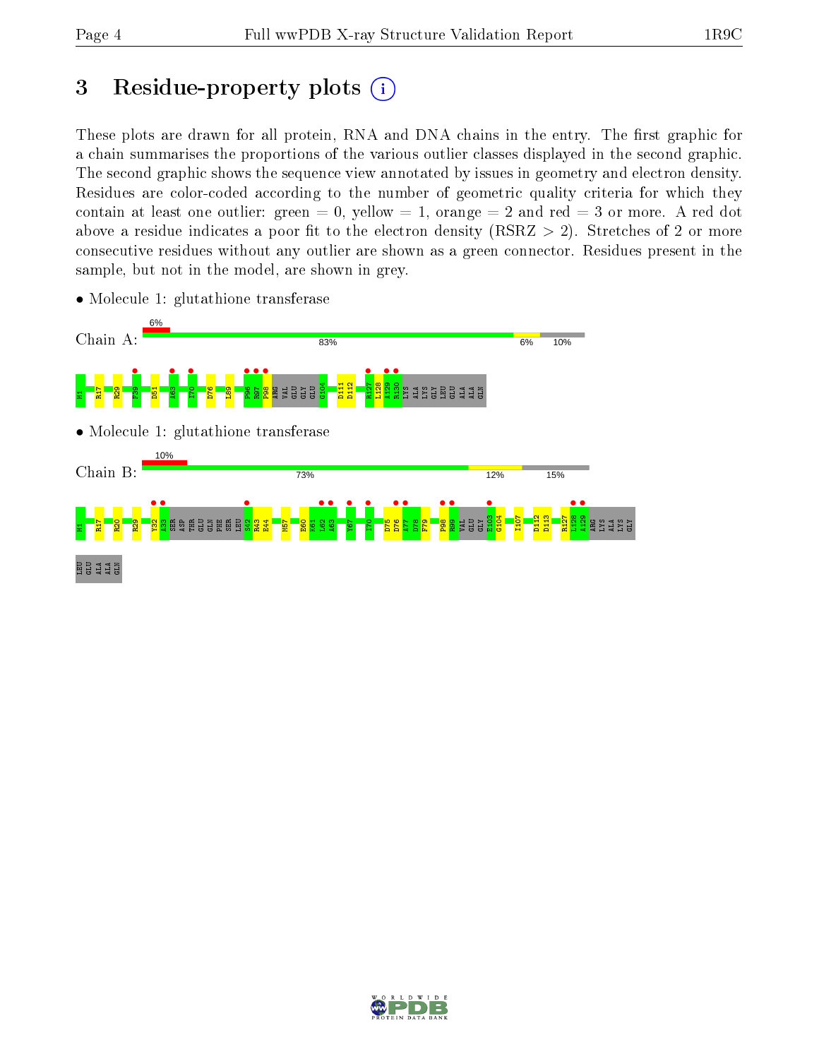# 3 Residue-property plots

These plots are drawn for all protein, RNA and DNA chains in the entry. The first graphic for a chain summarises the proportions of the various outlier classes displayed in the second graphic. The second graphic shows the sequence view annotated by issues in geometry and electron density. Residues are color-coded according to the number of geometric quality criteria for which they contain at least one outlier: green = 0, yellow = 1, orange = 2 and red = 3 or more. A red dot above a residue indicates a poor fit to the electron density (RSRZ > 2). Stretches of 2 or more consecutive residues without any outlier are shown as a green connector. Residues present in the sample, but not in the model, are shown in grey.

- Molecule 1: glutathione transferase

Chain A: 6% | 83% | 6% | 10%

M1 R17 R29 F39 D51 A63 I70 D76 L89 P96 R97 P98 ARG VAL GLU GLY GLU G104 D111 D112 R127 L128 A129 R130 LYS ALA LYS GLY LEU GLU ALA ALA GLN

- Molecule 1: glutathione transferase

Chain B: 10% | 73% | 12% | 15%

M1 R17 R20 R29 Y32 A33 SER ASP THR GLU GLN PHE SER LEU S42 R43 E44 M57 E60 K61 L62 A63 Y67 I70 D75 D76 A77 D78 F79 P98 R99 VAL GLU GLY E103 G104 I107 D112 D113 R127 L128 A129 ARG LYS ALA LYS GLY LEU GLU ALA ALA GLN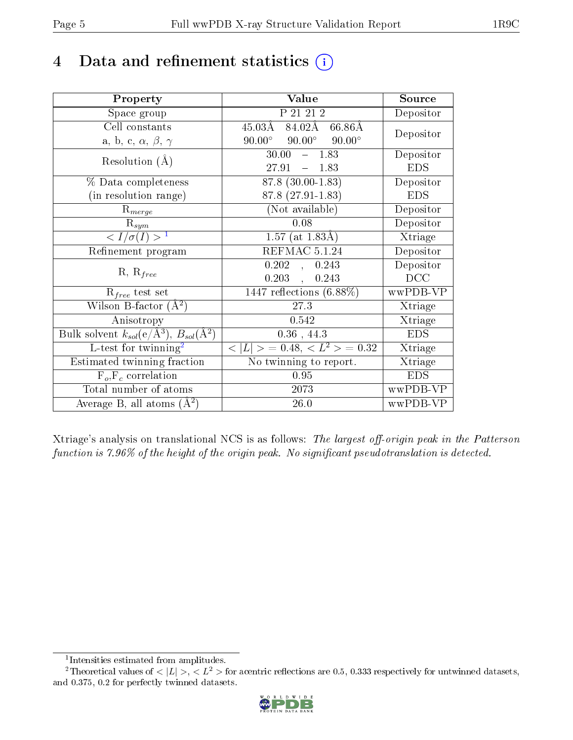# 4 Data and refinement statistics (i)

| Property | Value | Source |
|---|---|---|
| Space group | P 21 21 2 | Depositor |
| Cell constants<br>a, b, c, $\alpha$, $\beta$, $\gamma$ | 45.03Å 84.02Å 66.86Å<br>90.00° 90.00° 90.00° | Depositor |
| Resolution (Å) | 30.00 – 1.83<br>27.91 – 1.83 | Depositor<br>EDS |
| % Data completeness<br>(in resolution range) | 87.8 (30.00-1.83)<br>87.8 (27.91-1.83) | Depositor<br>EDS |
| $R_{merge}$ | (Not available) | Depositor |
| $R_{sym}$ | 0.08 | Depositor |
| $< I/\sigma(I) >$ [1] | 1.57 (at 1.83Å) | Xtriage |
| Refinement program | REFMAC 5.1.24 | Depositor |
| R, $R_{free}$ | 0.202 , 0.243<br>0.203 , 0.243 | Depositor<br>DCC |
| $R_{free}$ test set | 1447 reflections (6.88%) | wwPDB-VP |
| Wilson B-factor (Å$^2$) | 27.3 | Xtriage |
| Anisotropy | 0.542 | Xtriage |
| Bulk solvent $k_{sol}$(e/Å$^3$), $B_{sol}$(Å$^2$) | 0.36 , 44.3 | EDS |
| L-test for twinning[2] | $< \|L\| >$ = 0.48, $< L^2 >$ = 0.32 | Xtriage |
| Estimated twinning fraction | No twinning to report. | Xtriage |
| $F_o$,$F_c$ correlation | 0.95 | EDS |
| Total number of atoms | 2073 | wwPDB-VP |
| Average B, all atoms (Å$^2$) | 26.0 | wwPDB-VP |

Xtriage's analysis on translational NCS is as follows: *The largest off-origin peak in the Patterson function is 7.96% of the height of the origin peak. No significant pseudotranslation is detected.*

[1] Intensities estimated from amplitudes.

[2] Theoretical values of $< |L| >$, $< L^2 >$ for acentric reflections are 0.5, 0.333 respectively for untwinned datasets, and 0.375, 0.2 for perfectly twinned datasets.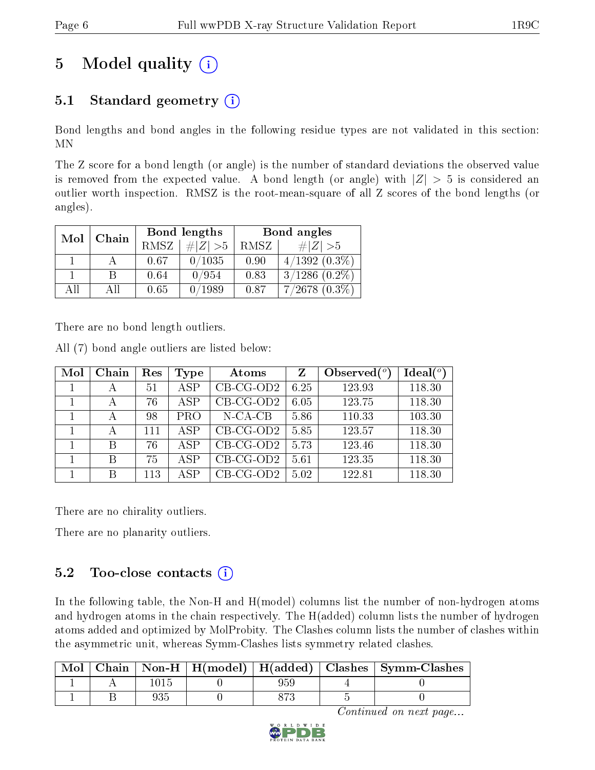# 5 Model quality (i)

## 5.1 Standard geometry (i)

Bond lengths and bond angles in the following residue types are not validated in this section: MN

The Z score for a bond length (or angle) is the number of standard deviations the observed value is removed from the expected value. A bond length (or angle) with $|Z| > 5$ is considered an outlier worth inspection. RMSZ is the root-mean-square of all Z scores of the bond lengths (or angles).

| Mol | Chain | Bond lengths | | Bond angles | |
|---|---|---|---|---|---|
| | | RMSZ | $\#|Z|>5$ | RMSZ | $\#|Z|>5$ |
| 1 | A | 0.67 | 0/1035 | 0.90 | 4/1392 (0.3%) |
| 1 | B | 0.64 | 0/954 | 0.83 | 3/1286 (0.2%) |
| All | All | 0.65 | 0/1989 | 0.87 | 7/2678 (0.3%) |

There are no bond length outliers.

All (7) bond angle outliers are listed below:

| Mol | Chain | Res | Type | Atoms | Z | Observed($^o$) | Ideal($^o$) |
|---|---|---|---|---|---|---|---|
| 1 | A | 51 | ASP | CB-CG-OD2 | 6.25 | 123.93 | 118.30 |
| 1 | A | 76 | ASP | CB-CG-OD2 | 6.05 | 123.75 | 118.30 |
| 1 | A | 98 | PRO | N-CA-CB | 5.86 | 110.33 | 103.30 |
| 1 | A | 111 | ASP | CB-CG-OD2 | 5.85 | 123.57 | 118.30 |
| 1 | B | 76 | ASP | CB-CG-OD2 | 5.73 | 123.46 | 118.30 |
| 1 | B | 75 | ASP | CB-CG-OD2 | 5.61 | 123.35 | 118.30 |
| 1 | B | 113 | ASP | CB-CG-OD2 | 5.02 | 122.81 | 118.30 |

There are no chirality outliers.

There are no planarity outliers.

## 5.2 Too-close contacts (i)

In the following table, the Non-H and H(model) columns list the number of non-hydrogen atoms and hydrogen atoms in the chain respectively. The H(added) column lists the number of hydrogen atoms added and optimized by MolProbity. The Clashes column lists the number of clashes within the asymmetric unit, whereas Symm-Clashes lists symmetry related clashes.

| Mol | Chain | Non-H | H(model) | H(added) | Clashes | Symm-Clashes |
|---|---|---|---|---|---|---|
| 1 | A | 1015 | 0 | 959 | 4 | 0 |
| 1 | B | 935 | 0 | 873 | 5 | 0 |

*Continued on next page...*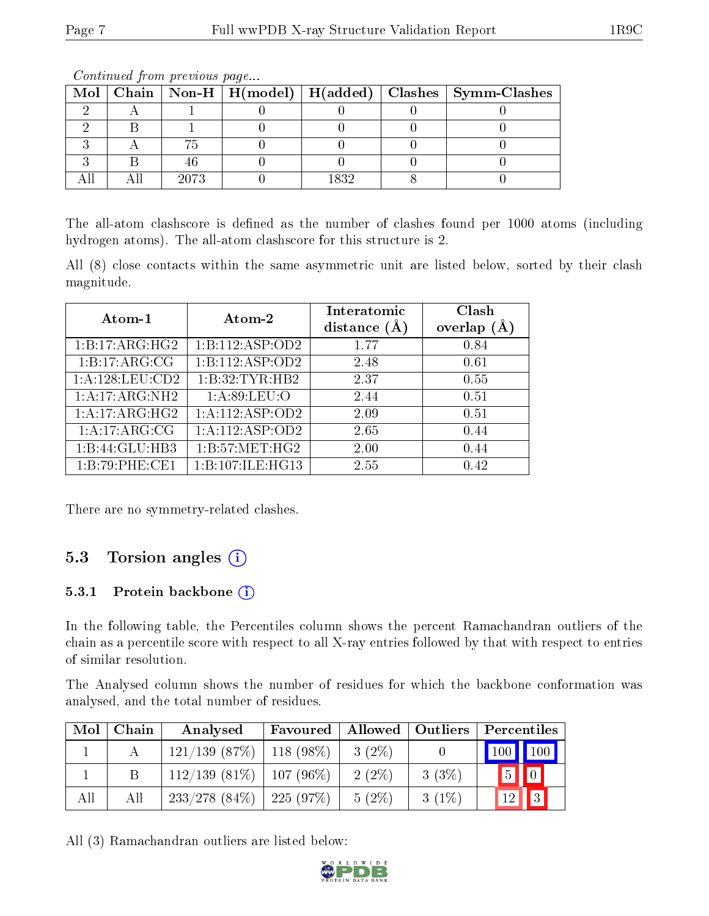*Continued from previous page...*

| Mol | Chain | Non-H | H(model) | H(added) | Clashes | Symm-Clashes |
|---|---|---|---|---|---|---|
| 2 | A | 1 | 0 | 0 | 0 | 0 |
| 2 | B | 1 | 0 | 0 | 0 | 0 |
| 3 | A | 75 | 0 | 0 | 0 | 0 |
| 3 | B | 46 | 0 | 0 | 0 | 0 |
| All | All | 2073 | 0 | 1832 | 8 | 0 |

The all-atom clashscore is defined as the number of clashes found per 1000 atoms (including hydrogen atoms). The all-atom clashscore for this structure is 2.

All (8) close contacts within the same asymmetric unit are listed below, sorted by their clash magnitude.

| Atom-1 | Atom-2 | Interatomic distance (Å) | Clash overlap (Å) |
|---|---|---|---|
| 1:B:17:ARG:HG2 | 1:B:112:ASP:OD2 | 1.77 | 0.84 |
| 1:B:17:ARG:CG | 1:B:112:ASP:OD2 | 2.48 | 0.61 |
| 1:A:128:LEU:CD2 | 1:B:32:TYR:HB2 | 2.37 | 0.55 |
| 1:A:17:ARG:NH2 | 1:A:89:LEU:O | 2.44 | 0.51 |
| 1:A:17:ARG:HG2 | 1:A:112:ASP:OD2 | 2.09 | 0.51 |
| 1:A:17:ARG:CG | 1:A:112:ASP:OD2 | 2.65 | 0.44 |
| 1:B:44:GLU:HB3 | 1:B:57:MET:HG2 | 2.00 | 0.44 |
| 1:B:79:PHE:CE1 | 1:B:107:ILE:HG13 | 2.55 | 0.42 |

There are no symmetry-related clashes.

## 5.3 Torsion angles

### 5.3.1 Protein backbone

In the following table, the Percentiles column shows the percent Ramachandran outliers of the chain as a percentile score with respect to all X-ray entries followed by that with respect to entries of similar resolution.

The Analysed column shows the number of residues for which the backbone conformation was analysed, and the total number of residues.

| Mol | Chain | Analysed | Favoured | Allowed | Outliers | Percentiles | |
|---|---|---|---|---|---|---|---|
| 1 | A | 121/139 (87%) | 118 (98%) | 3 (2%) | 0 | 100 | 100 |
| 1 | B | 112/139 (81%) | 107 (96%) | 2 (2%) | 3 (3%) | 5 | 0 |
| All | All | 233/278 (84%) | 225 (97%) | 5 (2%) | 3 (1%) | 12 | 3 |

All (3) Ramachandran outliers are listed below: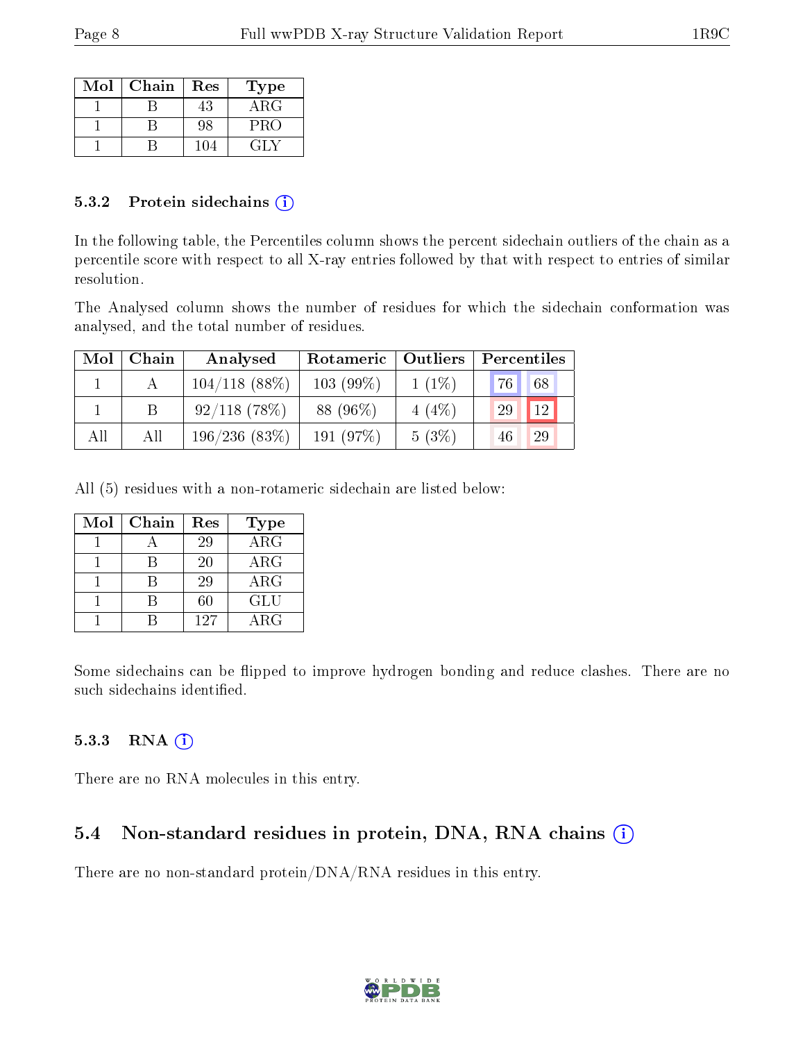| Mol | Chain | Res | Type |
|---|---|---|---|
| 1 | B | 43 | ARG |
| 1 | B | 98 | PRO |
| 1 | B | 104 | GLY |

### 5.3.2 Protein sidechains (i)

In the following table, the Percentiles column shows the percent sidechain outliers of the chain as a percentile score with respect to all X-ray entries followed by that with respect to entries of similar resolution.

The Analysed column shows the number of residues for which the sidechain conformation was analysed, and the total number of residues.

| Mol | Chain | Analysed | Rotameric | Outliers | Percentiles | |
|---|---|---|---|---|---|---|
| 1 | A | 104/118 (88%) | 103 (99%) | 1 (1%) | 76 | 68 |
| 1 | B | 92/118 (78%) | 88 (96%) | 4 (4%) | 29 | 12 |
| All | All | 196/236 (83%) | 191 (97%) | 5 (3%) | 46 | 29 |

All (5) residues with a non-rotameric sidechain are listed below:

| Mol | Chain | Res | Type |
|---|---|---|---|
| 1 | A | 29 | ARG |
| 1 | B | 20 | ARG |
| 1 | B | 29 | ARG |
| 1 | B | 60 | GLU |
| 1 | B | 127 | ARG |

Some sidechains can be flipped to improve hydrogen bonding and reduce clashes. There are no such sidechains identified.

### 5.3.3 RNA (i)

There are no RNA molecules in this entry.

## 5.4 Non-standard residues in protein, DNA, RNA chains (i)

There are no non-standard protein/DNA/RNA residues in this entry.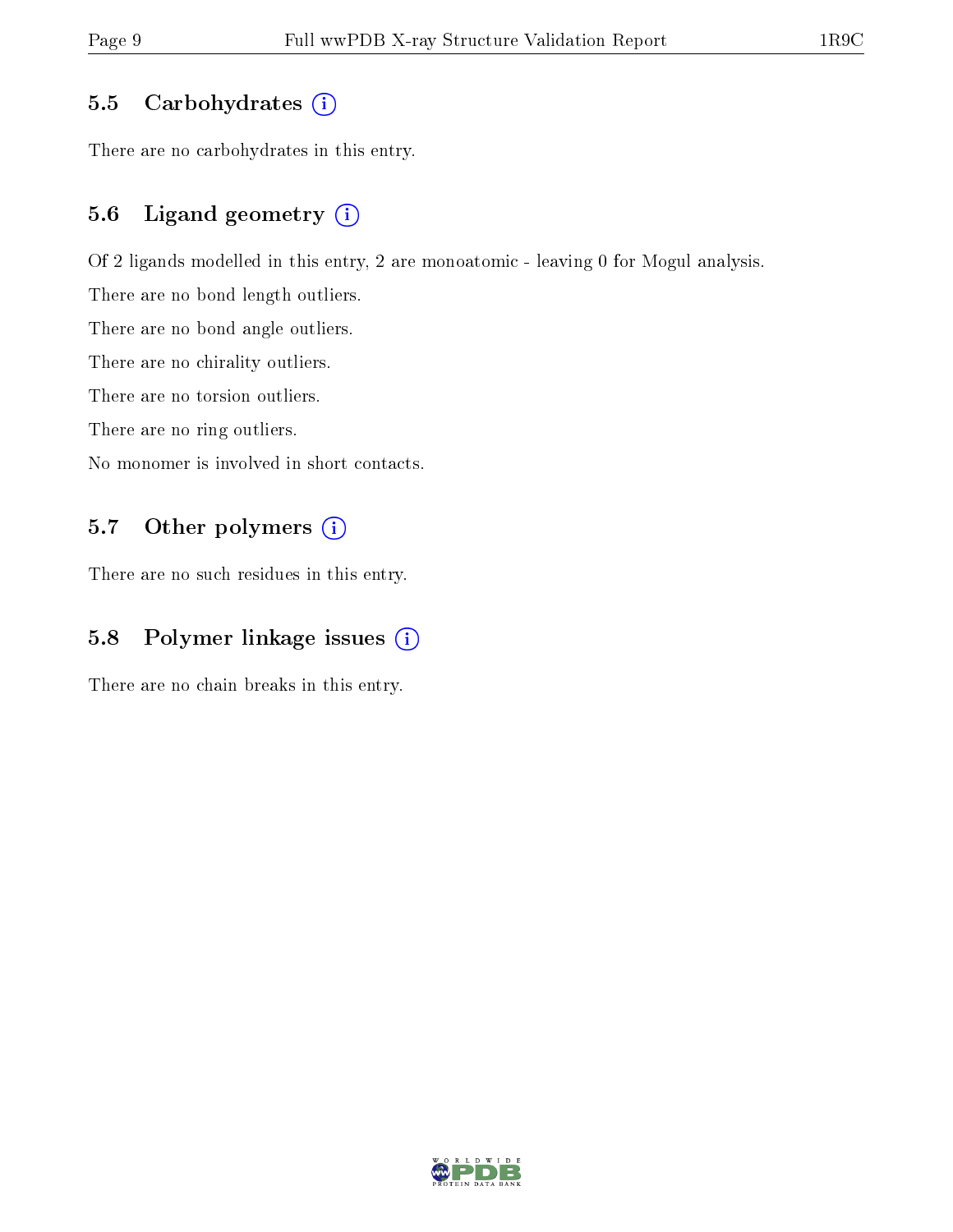### 5.5 Carbohydrates

There are no carbohydrates in this entry.

### 5.6 Ligand geometry

Of 2 ligands modelled in this entry, 2 are monoatomic - leaving 0 for Mogul analysis.

There are no bond length outliers.

There are no bond angle outliers.

There are no chirality outliers.

There are no torsion outliers.

There are no ring outliers.

No monomer is involved in short contacts.

### 5.7 Other polymers

There are no such residues in this entry.

### 5.8 Polymer linkage issues

There are no chain breaks in this entry.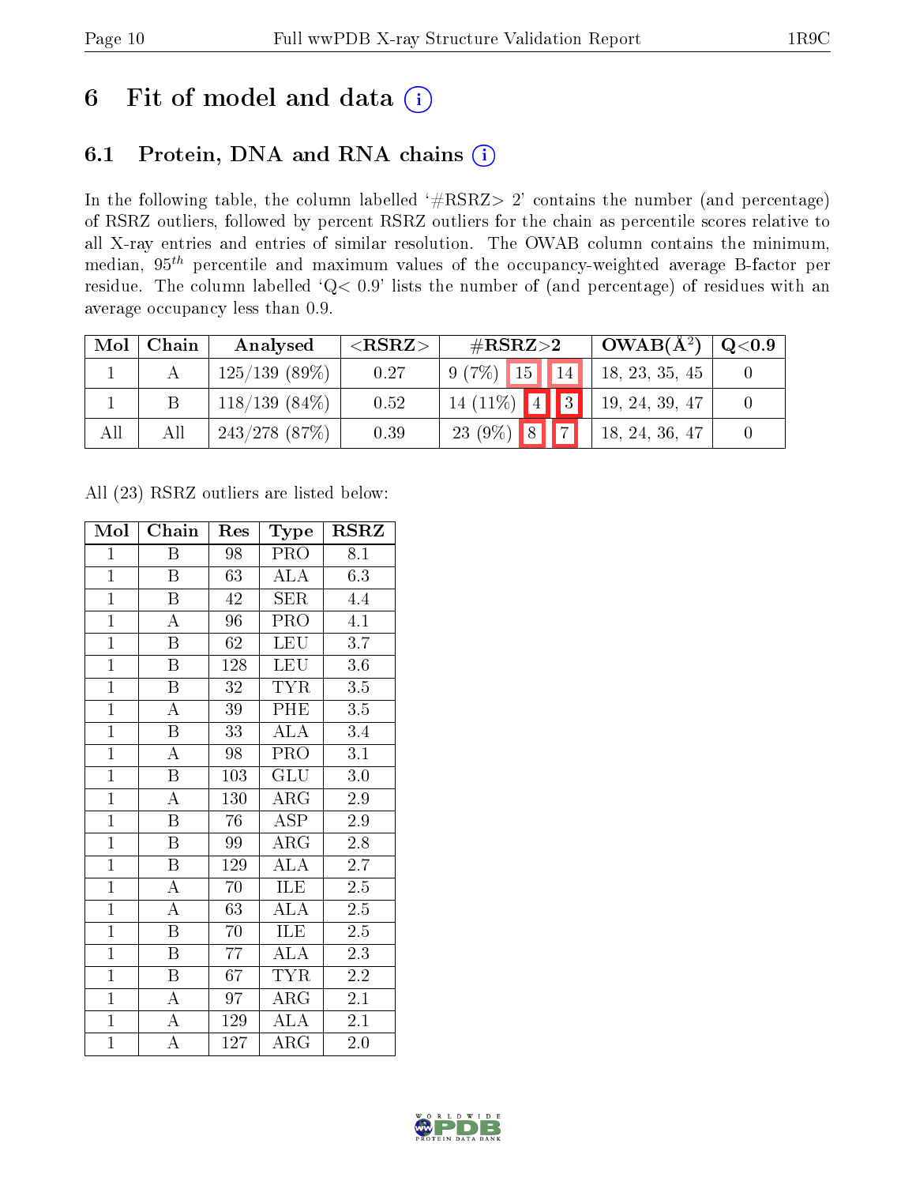# 6 Fit of model and data

## 6.1 Protein, DNA and RNA chains

In the following table, the column labelled '#RSRZ> 2' contains the number (and percentage) of RSRZ outliers, followed by percent RSRZ outliers for the chain as percentile scores relative to all X-ray entries and entries of similar resolution. The OWAB column contains the minimum, median, $95^{th}$ percentile and maximum values of the occupancy-weighted average B-factor per residue. The column labelled 'Q< 0.9' lists the number of (and percentage) of residues with an average occupancy less than 0.9.

| Mol | Chain | Analysed | <RSRZ> | #RSRZ>2 | | | OWAB(Å$^2$) | Q<0.9 |
|---|---|---|---|---|---|---|---|---|
| 1 | A | 125/139 (89%) | 0.27 | 9 (7%) | 15 | 14 | 18, 23, 35, 45 | 0 |
| 1 | B | 118/139 (84%) | 0.52 | 14 (11%) | 4 | 3 | 19, 24, 39, 47 | 0 |
| All | All | 243/278 (87%) | 0.39 | 23 (9%) | 8 | 7 | 18, 24, 36, 47 | 0 |

All (23) RSRZ outliers are listed below:

| Mol | Chain | Res | Type | RSRZ |
|---|---|---|---|---|
| 1 | B | 98 | PRO | 8.1 |
| 1 | B | 63 | ALA | 6.3 |
| 1 | B | 42 | SER | 4.4 |
| 1 | A | 96 | PRO | 4.1 |
| 1 | B | 62 | LEU | 3.7 |
| 1 | B | 128 | LEU | 3.6 |
| 1 | B | 32 | TYR | 3.5 |
| 1 | A | 39 | PHE | 3.5 |
| 1 | B | 33 | ALA | 3.4 |
| 1 | A | 98 | PRO | 3.1 |
| 1 | B | 103 | GLU | 3.0 |
| 1 | A | 130 | ARG | 2.9 |
| 1 | B | 76 | ASP | 2.9 |
| 1 | B | 99 | ARG | 2.8 |
| 1 | B | 129 | ALA | 2.7 |
| 1 | A | 70 | ILE | 2.5 |
| 1 | A | 63 | ALA | 2.5 |
| 1 | B | 70 | ILE | 2.5 |
| 1 | B | 77 | ALA | 2.3 |
| 1 | B | 67 | TYR | 2.2 |
| 1 | A | 97 | ARG | 2.1 |
| 1 | A | 129 | ALA | 2.1 |
| 1 | A | 127 | ARG | 2.0 |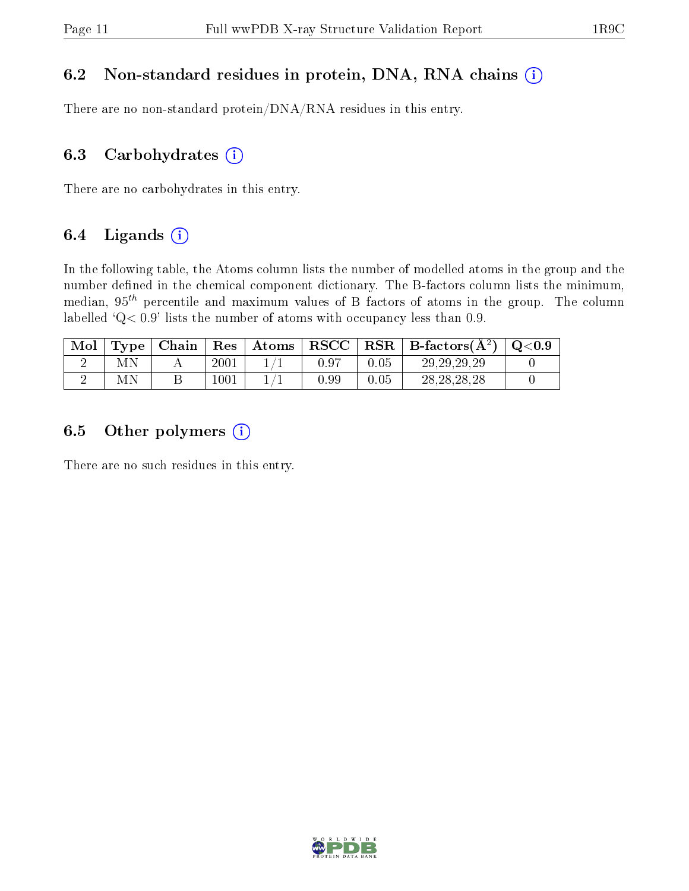### 6.2 Non-standard residues in protein, DNA, RNA chains

There are no non-standard protein/DNA/RNA residues in this entry.

### 6.3 Carbohydrates

There are no carbohydrates in this entry.

### 6.4 Ligands

In the following table, the Atoms column lists the number of modelled atoms in the group and the number defined in the chemical component dictionary. The B-factors column lists the minimum, median, $95^{th}$ percentile and maximum values of B factors of atoms in the group. The column labelled 'Q< 0.9' lists the number of atoms with occupancy less than 0.9.

| Mol | Type | Chain | Res | Atoms | RSCC | RSR | B-factors($Å^2$) | Q<0.9 |
|---|---|---|---|---|---|---|---|---|
| 2 | MN | A | 2001 | 1/1 | 0.97 | 0.05 | 29,29,29,29 | 0 |
| 2 | MN | B | 1001 | 1/1 | 0.99 | 0.05 | 28,28,28,28 | 0 |

### 6.5 Other polymers

There are no such residues in this entry.